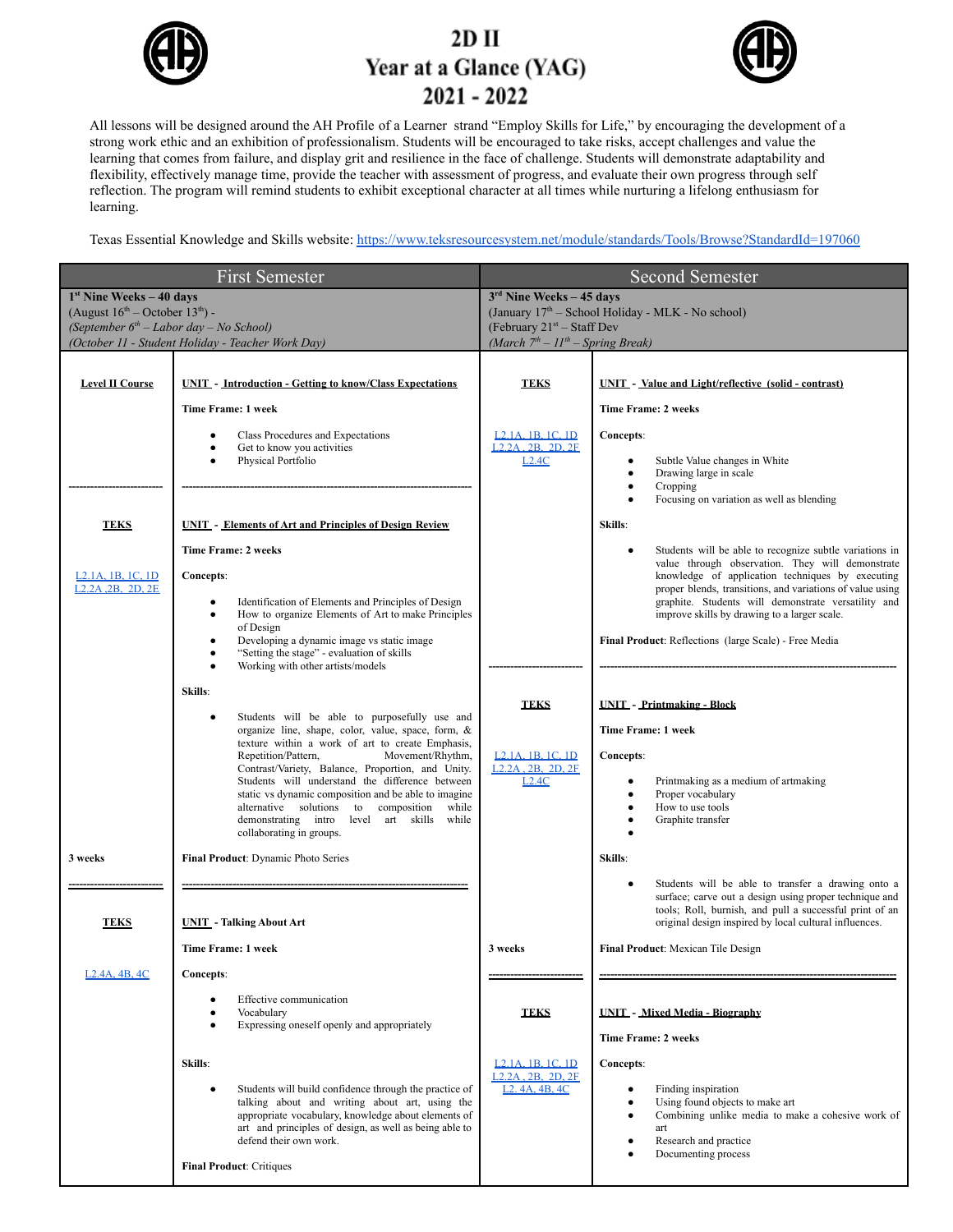# 2D II
# Year at a Glance (YAG)
# 2021 - 2022

All lessons will be designed around the AH Profile of a Learner strand "Employ Skills for Life," by encouraging the development of a strong work ethic and an exhibition of professionalism. Students will be encouraged to take risks, accept challenges and value the learning that comes from failure, and display grit and resilience in the face of challenge. Students will demonstrate adaptability and flexibility, effectively manage time, provide the teacher with assessment of progress, and evaluate their own progress through self reflection. The program will remind students to exhibit exceptional character at all times while nurturing a lifelong enthusiasm for learning.

Texas Essential Knowledge and Skills website: https://www.teksresourcesystem.net/module/standards/Tools/Browse?StandardId=197060

## First Semester

**1st Nine Weeks – 40 days**
(August 16th – October 13th) -
*(September 6th – Labor day – No School)*
*(October 11 - Student Holiday - Teacher Work Day)*

| | |
|---|---|
| **Level II Course** | **UNIT - Introduction - Getting to know/Class Expectations**<br><br>**Time Frame: 1 week**<br><br>• Class Procedures and Expectations<br>• Get to know you activities<br>• Physical Portfolio |
| **TEKS**<br><br>L2.1A, 1B, 1C, 1D<br>L2.2A, 2B, 2D, 2E<br><br>**3 weeks** | **UNIT - Elements of Art and Principles of Design Review**<br><br>**Time Frame: 2 weeks**<br><br>**Concepts**:<br>• Identification of Elements and Principles of Design<br>• How to organize Elements of Art to make Principles of Design<br>• Developing a dynamic image vs static image<br>• "Setting the stage" - evaluation of skills<br>• Working with other artists/models<br><br>**Skills**:<br>• Students will be able to purposefully use and organize line, shape, color, value, space, form, & texture within a work of art to create Emphasis, Repetition/Pattern, Movement/Rhythm, Contrast/Variety, Balance, Proportion, and Unity. Students will understand the difference between static vs dynamic composition and be able to imagine alternative solutions to composition while demonstrating intro level art skills while collaborating in groups.<br><br>**Final Product**: Dynamic Photo Series |
| **TEKS**<br><br>L2.4A, 4B, 4C | **UNIT - Talking About Art**<br><br>**Time Frame: 1 week**<br><br>**Concepts**:<br>• Effective communication<br>• Vocabulary<br>• Expressing oneself openly and appropriately<br><br>**Skills**:<br>• Students will build confidence through the practice of talking about and writing about art, using the appropriate vocabulary, knowledge about elements of art and principles of design, as well as being able to defend their own work.<br><br>**Final Product**: Critiques |

## Second Semester

**3rd Nine Weeks – 45 days**
(January 17th – School Holiday - MLK - No school)
(February 21st – Staff Dev
*(March 7th – 11th – Spring Break)*

| | |
|---|---|
| **TEKS**<br><br>L2.1A, 1B, 1C, 1D<br>L2.2A, 2B, 2D, 2F<br>L2.4C | **UNIT - Value and Light/reflective (solid - contrast)**<br><br>**Time Frame: 2 weeks**<br><br>**Concepts**:<br>• Subtle Value changes in White<br>• Drawing large in scale<br>• Cropping<br>• Focusing on variation as well as blending<br><br>**Skills**:<br>• Students will be able to recognize subtle variations in value through observation. They will demonstrate knowledge of application techniques by executing proper blends, transitions, and variations of value using graphite. Students will demonstrate versatility and improve skills by drawing to a larger scale.<br><br>**Final Product**: Reflections (large Scale) - Free Media |
| **TEKS**<br><br>L2.1A, 1B, 1C, 1D<br>L2.2A, 2B, 2D, 2F<br>L2.4C<br><br>**3 weeks** | **UNIT - Printmaking - Block**<br><br>**Time Frame: 1 week**<br><br>**Concepts**:<br>• Printmaking as a medium of artmaking<br>• Proper vocabulary<br>• How to use tools<br>• Graphite transfer<br>•<br><br>**Skills**:<br>• Students will be able to transfer a drawing onto a surface; carve out a design using proper technique and tools; Roll, burnish, and pull a successful print of an original design inspired by local cultural influences.<br><br>**Final Product**: Mexican Tile Design |
| **TEKS**<br><br>L2.1A, 1B, 1C, 1D<br>L2.2A, 2B, 2D, 2F<br>L2. 4A, 4B, 4C | **UNIT - Mixed Media - Biography**<br><br>**Time Frame: 2 weeks**<br><br>**Concepts**:<br>• Finding inspiration<br>• Using found objects to make art<br>• Combining unlike media to make a cohesive work of art<br>• Research and practice<br>• Documenting process |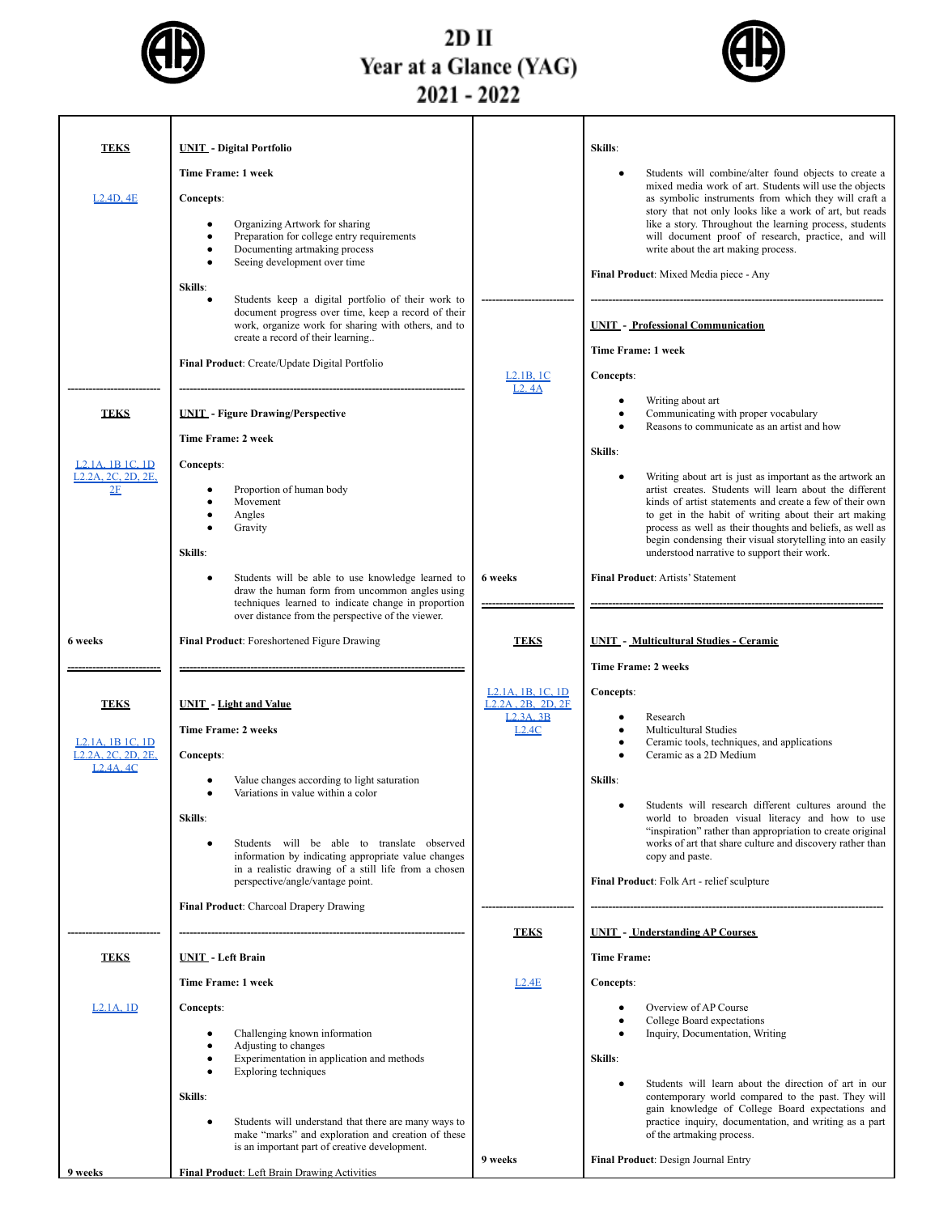# 2D II
# Year at a Glance (YAG)
# 2021 - 2022

| TEKS | UNIT | TEKS | UNIT |
|---|---|---|---|
| L2.4D, 4E | **UNIT - Digital Portfolio**<br><br>**Time Frame: 1 week**<br><br>**Concepts**:<br>• Organizing Artwork for sharing<br>• Preparation for college entry requirements<br>• Documenting artmaking process<br>• Seeing development over time<br><br>**Skills**:<br>• Students keep a digital portfolio of their work to document progress over time, keep a record of their work, organize work for sharing with others, and to create a record of their learning..<br><br>**Final Product**: Create/Update Digital Portfolio | | **Skills**:<br>• Students will combine/alter found objects to create a mixed media work of art. Students will use the objects as symbolic instruments from which they will craft a story that not only looks like a work of art, but reads like a story. Throughout the learning process, students will document proof of research, practice, and will write about the art making process.<br><br>**Final Product**: Mixed Media piece - Any |
| **TEKS**<br><br>L2.1A, 1B 1C, 1D<br>L2.2A, 2C, 2D, 2E, 2F<br><br>6 weeks | **UNIT - Figure Drawing/Perspective**<br><br>**Time Frame: 2 week**<br><br>**Concepts**:<br>• Proportion of human body<br>• Movement<br>• Angles<br>• Gravity<br><br>**Skills**:<br>• Students will be able to use knowledge learned to draw the human form from uncommon angles using techniques learned to indicate change in proportion over distance from the perspective of the viewer.<br><br>**Final Product**: Foreshortened Figure Drawing | L2.1B, 1C<br>L2. 4A<br><br>6 weeks | **UNIT - Professional Communication**<br><br>**Time Frame: 1 week**<br><br>**Concepts**:<br>• Writing about art<br>• Communicating with proper vocabulary<br>• Reasons to communicate as an artist and how<br><br>**Skills**:<br>• Writing about art is just as important as the artwork an artist creates. Students will learn about the different kinds of artist statements and create a few of their own to get in the habit of writing about their art making process as well as their thoughts and beliefs, as well as begin condensing their visual storytelling into an easily understood narrative to support their work.<br><br>**Final Product**: Artists' Statement |
| **TEKS**<br><br>L2.1A, 1B 1C, 1D<br>L2.2A, 2C, 2D, 2E,<br>L2.4A, 4C | **UNIT - Light and Value**<br><br>**Time Frame: 2 weeks**<br><br>**Concepts**:<br>• Value changes according to light saturation<br>• Variations in value within a color<br><br>**Skills**:<br>• Students will be able to translate observed information by indicating appropriate value changes in a realistic drawing of a still life from a chosen perspective/angle/vantage point.<br><br>**Final Product**: Charcoal Drapery Drawing | **TEKS**<br><br>L2.1A, 1B, 1C, 1D<br>L2.2A , 2B, 2D, 2F<br>L2.3A, 3B<br>L2.4C | **UNIT - Multicultural Studies - Ceramic**<br><br>**Time Frame: 2 weeks**<br><br>**Concepts**:<br>• Research<br>• Multicultural Studies<br>• Ceramic tools, techniques, and applications<br>• Ceramic as a 2D Medium<br><br>**Skills**:<br>• Students will research different cultures around the world to broaden visual literacy and how to use "inspiration" rather than appropriation to create original works of art that share culture and discovery rather than copy and paste.<br><br>**Final Product**: Folk Art - relief sculpture |
| **TEKS**<br><br>L2.1A, 1D<br><br>9 weeks | **UNIT - Left Brain**<br><br>**Time Frame: 1 week**<br><br>**Concepts**:<br>• Challenging known information<br>• Adjusting to changes<br>• Experimentation in application and methods<br>• Exploring techniques<br><br>**Skills**:<br>• Students will understand that there are many ways to make "marks" and exploration and creation of these is an important part of creative development.<br><br>**Final Product**: Left Brain Drawing Activities | **TEKS**<br><br>L2.4E<br><br>9 weeks | **UNIT - Understanding AP Courses**<br><br>**Time Frame:**<br><br>**Concepts**:<br>• Overview of AP Course<br>• College Board expectations<br>• Inquiry, Documentation, Writing<br><br>**Skills**:<br>• Students will learn about the direction of art in our contemporary world compared to the past. They will gain knowledge of College Board expectations and practice inquiry, documentation, and writing as a part of the artmaking process.<br><br>**Final Product**: Design Journal Entry |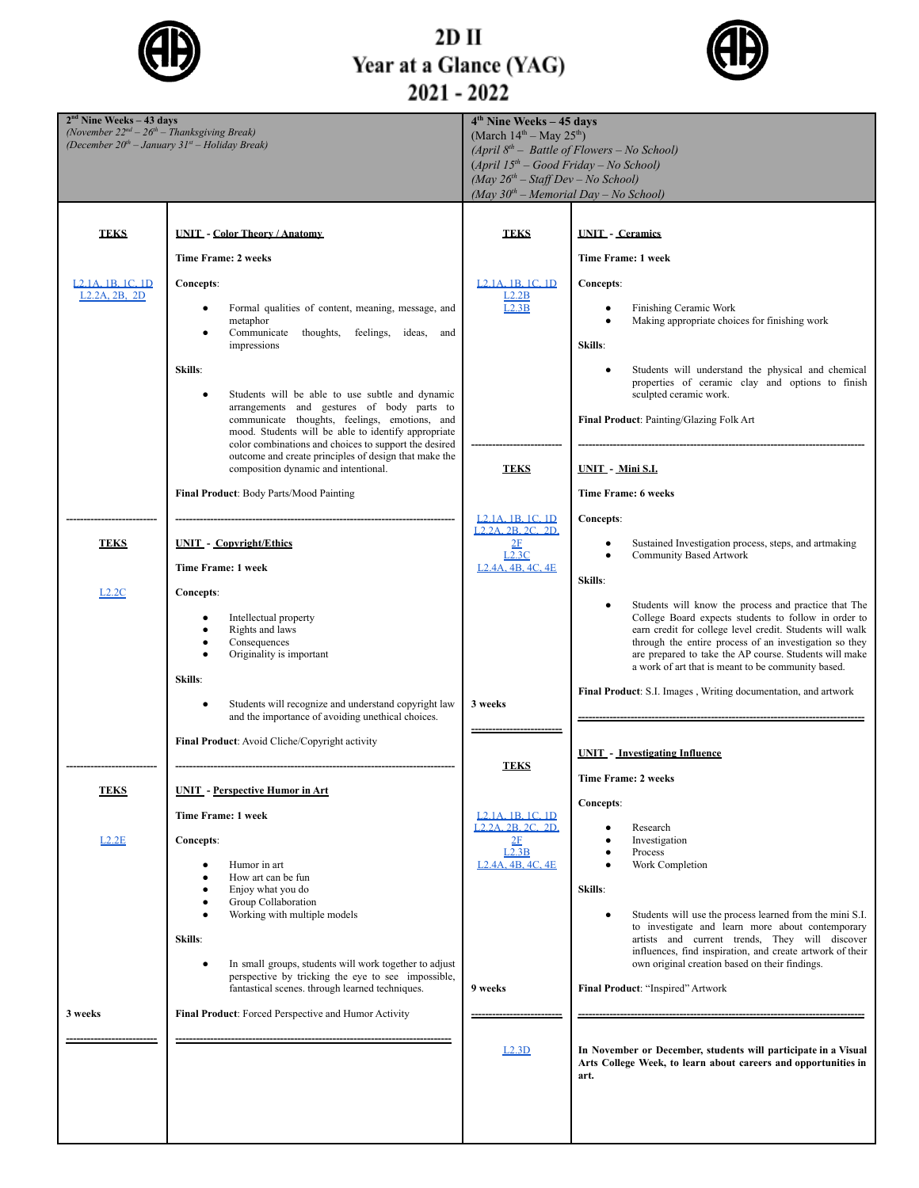# 2D II
# Year at a Glance (YAG)
# 2021 - 2022

| 2nd Nine Weeks – 43 days<br>*(November 22nd – 26th – Thanksgiving Break)*<br>*(December 20th – January 31st – Holiday Break)* | | 4th Nine Weeks – 45 days<br>(March 14th – May 25th)<br>*(April 8th – Battle of Flowers – No School)*<br>*(April 15th – Good Friday – No School)*<br>*(May 26th – Staff Dev – No School)*<br>*(May 30th – Memorial Day – No School)* | |
|---|---|---|---|
| **TEKS**<br><br>L2.1A, 1B, 1C, 1D<br>L2.2A, 2B, 2D | **UNIT - Color Theory / Anatomy**<br><br>**Time Frame: 2 weeks**<br><br>**Concepts**:<br>• Formal qualities of content, meaning, message, and metaphor<br>• Communicate thoughts, feelings, ideas, and impressions<br><br>**Skills**:<br>• Students will be able to use subtle and dynamic arrangements and gestures of body parts to communicate thoughts, feelings, emotions, and mood. Students will be able to identify appropriate color combinations and choices to support the desired outcome and create principles of design that make the composition dynamic and intentional.<br><br>**Final Product**: Body Parts/Mood Painting | **TEKS**<br><br>L2.1A, 1B, 1C, 1D<br>L2.2B<br>L2.3B | **UNIT - Ceramics**<br><br>**Time Frame: 1 week**<br><br>**Concepts**:<br>• Finishing Ceramic Work<br>• Making appropriate choices for finishing work<br><br>**Skills**:<br>• Students will understand the physical and chemical properties of ceramic clay and options to finish sculpted ceramic work.<br><br>**Final Product**: Painting/Glazing Folk Art |
| **TEKS**<br><br>L2.2C | **UNIT - Copyright/Ethics**<br><br>**Time Frame: 1 week**<br><br>**Concepts**:<br>• Intellectual property<br>• Rights and laws<br>• Consequences<br>• Originality is important<br><br>**Skills**:<br>• Students will recognize and understand copyright law and the importance of avoiding unethical choices.<br><br>**Final Product**: Avoid Cliche/Copyright activity | **TEKS**<br><br>L2.1A, 1B, 1C, 1D<br>L2.2A, 2B, 2C, 2D, 2F<br>L2.3C<br>L2.4A, 4B, 4C, 4E<br><br>3 weeks | **UNIT - Mini S.I.**<br><br>**Time Frame: 6 weeks**<br><br>**Concepts**:<br>• Sustained Investigation process, steps, and artmaking<br>• Community Based Artwork<br><br>**Skills**:<br>• Students will know the process and practice that The College Board expects students to follow in order to earn credit for college level credit. Students will walk through the entire process of an investigation so they are prepared to take the AP course. Students will make a work of art that is meant to be community based.<br><br>**Final Product**: S.I. Images , Writing documentation, and artwork |
| **TEKS**<br><br>L2.2E<br><br>3 weeks | **UNIT - Perspective Humor in Art**<br><br>**Time Frame: 1 week**<br><br>**Concepts**:<br>• Humor in art<br>• How art can be fun<br>• Enjoy what you do<br>• Group Collaboration<br>• Working with multiple models<br><br>**Skills**:<br>• In small groups, students will work together to adjust perspective by tricking the eye to see impossible, fantastical scenes. through learned techniques.<br><br>**Final Product**: Forced Perspective and Humor Activity | **TEKS**<br><br>L2.1A, 1B, 1C, 1D<br>L2.2A, 2B, 2C, 2D, 2F<br>L2.3B<br>L2.4A, 4B, 4C, 4E<br><br>9 weeks | **UNIT - Investigating Influence**<br><br>**Time Frame: 2 weeks**<br><br>**Concepts**:<br>• Research<br>• Investigation<br>• Process<br>• Work Completion<br><br>**Skills**:<br>• Students will use the process learned from the mini S.I. to investigate and learn more about contemporary artists and current trends, They will discover influences, find inspiration, and create artwork of their own original creation based on their findings.<br><br>**Final Product**: "Inspired" Artwork |
| | | L2.3D | **In November or December, students will participate in a Visual Arts College Week, to learn about careers and opportunities in art.** |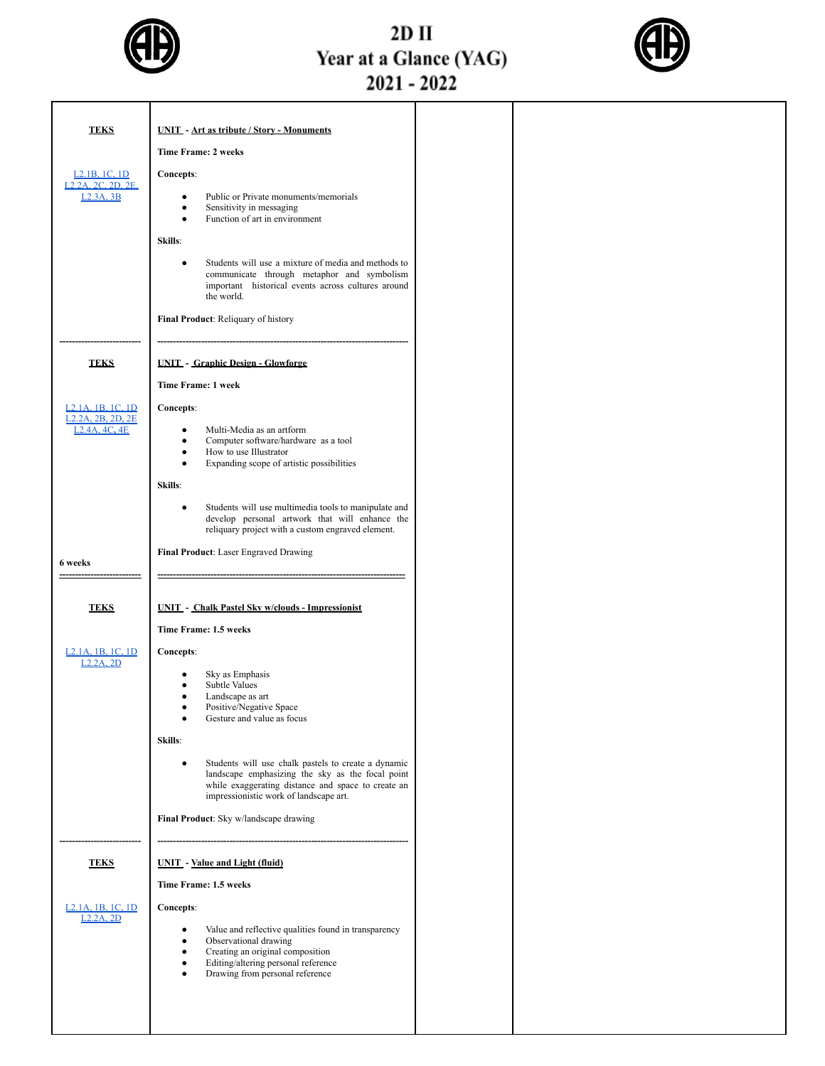# 2D II
# Year at a Glance (YAG)
# 2021 - 2022

| TEKS | UNIT | | |
|---|---|---|---|
| **TEKS**<br><br>L2.1B, 1C, 1D<br>L2.2A, 2C, 2D, 2E,<br>L2.3A, 3B | **UNIT - Art as tribute / Story - Monuments**<br><br>**Time Frame: 2 weeks**<br><br>**Concepts**:<br>• Public or Private monuments/memorials<br>• Sensitivity in messaging<br>• Function of art in environment<br><br>**Skills**:<br>• Students will use a mixture of media and methods to communicate through metaphor and symbolism important historical events across cultures around the world.<br><br>**Final Product**: Reliquary of history | | |
| **TEKS**<br><br>L2.1A, 1B, 1C, 1D<br>L2.2A, 2B, 2D, 2E<br>L2.4A, 4C, 4E<br><br>6 weeks | **UNIT - Graphic Design - Glowforge**<br><br>**Time Frame: 1 week**<br><br>**Concepts**:<br>• Multi-Media as an artform<br>• Computer software/hardware as a tool<br>• How to use Illustrator<br>• Expanding scope of artistic possibilities<br><br>**Skills**:<br>• Students will use multimedia tools to manipulate and develop personal artwork that will enhance the reliquary project with a custom engraved element.<br><br>**Final Product**: Laser Engraved Drawing | | |
| **TEKS**<br><br>L2.1A, 1B, 1C, 1D<br>L2.2A, 2D | **UNIT - Chalk Pastel Sky w/clouds - Impressionist**<br><br>**Time Frame: 1.5 weeks**<br><br>**Concepts**:<br>• Sky as Emphasis<br>• Subtle Values<br>• Landscape as art<br>• Positive/Negative Space<br>• Gesture and value as focus<br><br>**Skills**:<br>• Students will use chalk pastels to create a dynamic landscape emphasizing the sky as the focal point while exaggerating distance and space to create an impressionistic work of landscape art.<br><br>**Final Product**: Sky w/landscape drawing | | |
| **TEKS**<br><br>L2.1A, 1B, 1C, 1D<br>L2.2A, 2D | **UNIT - Value and Light (fluid)**<br><br>**Time Frame: 1.5 weeks**<br><br>**Concepts**:<br>• Value and reflective qualities found in transparency<br>• Observational drawing<br>• Creating an original composition<br>• Editing/altering personal reference<br>• Drawing from personal reference | | |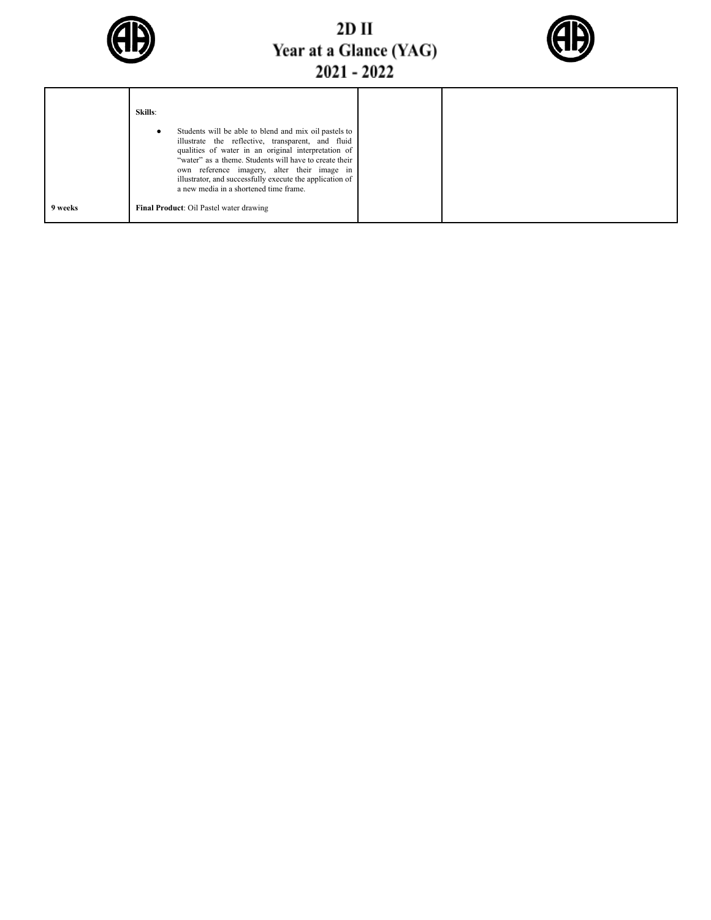| | | | |
|---|---|---|---|
| 9 weeks | **Skills**:<br><br>- Students will be able to blend and mix oil pastels to illustrate the reflective, transparent, and fluid qualities of water in an original interpretation of “water” as a theme. Students will have to create their own reference imagery, alter their image in illustrator, and successfully execute the application of a new media in a shortened time frame.<br><br>**Final Product**: Oil Pastel water drawing | | |